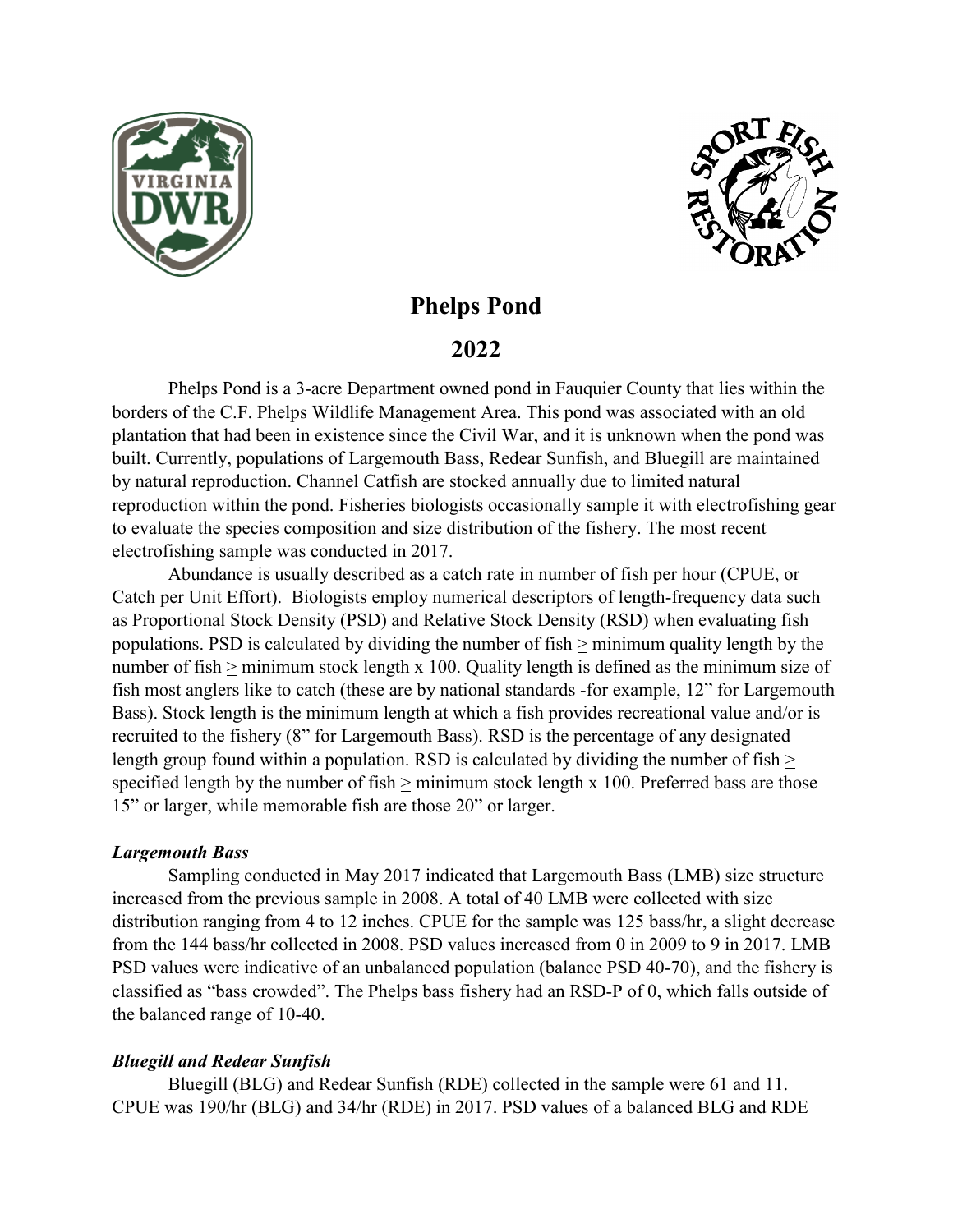# Phelps Pond

## 2022

Phelps Pond is a 3-acre Department owned pond in Fauquier County that lies within the borders of the C.F. Phelps Wildlife Management Area. This pond was associated with an old plantation that had been in existence since the Civil War, and it is unknown when the pond was built. Currently, populations of Largemouth Bass, Redear Sunfish, and Bluegill are maintained by natural reproduction. Channel Catfish are stocked annually due to limited natural reproduction within the pond. Fisheries biologists occasionally sample it with electrofishing gear to evaluate the species composition and size distribution of the fishery. The most recent electrofishing sample was conducted in 2017.

Abundance is usually described as a catch rate in number of fish per hour (CPUE, or Catch per Unit Effort). Biologists employ numerical descriptors of length-frequency data such as Proportional Stock Density (PSD) and Relative Stock Density (RSD) when evaluating fish populations. PSD is calculated by dividing the number of fish ≥ minimum quality length by the number of fish ≥ minimum stock length x 100. Quality length is defined as the minimum size of fish most anglers like to catch (these are by national standards -for example, 12" for Largemouth Bass). Stock length is the minimum length at which a fish provides recreational value and/or is recruited to the fishery (8" for Largemouth Bass). RSD is the percentage of any designated length group found within a population. RSD is calculated by dividing the number of fish ≥ specified length by the number of fish ≥ minimum stock length x 100. Preferred bass are those 15" or larger, while memorable fish are those 20" or larger.

### *Largemouth Bass*

Sampling conducted in May 2017 indicated that Largemouth Bass (LMB) size structure increased from the previous sample in 2008. A total of 40 LMB were collected with size distribution ranging from 4 to 12 inches. CPUE for the sample was 125 bass/hr, a slight decrease from the 144 bass/hr collected in 2008. PSD values increased from 0 in 2009 to 9 in 2017. LMB PSD values were indicative of an unbalanced population (balance PSD 40-70), and the fishery is classified as "bass crowded". The Phelps bass fishery had an RSD-P of 0, which falls outside of the balanced range of 10-40.

### *Bluegill and Redear Sunfish*

Bluegill (BLG) and Redear Sunfish (RDE) collected in the sample were 61 and 11. CPUE was 190/hr (BLG) and 34/hr (RDE) in 2017. PSD values of a balanced BLG and RDE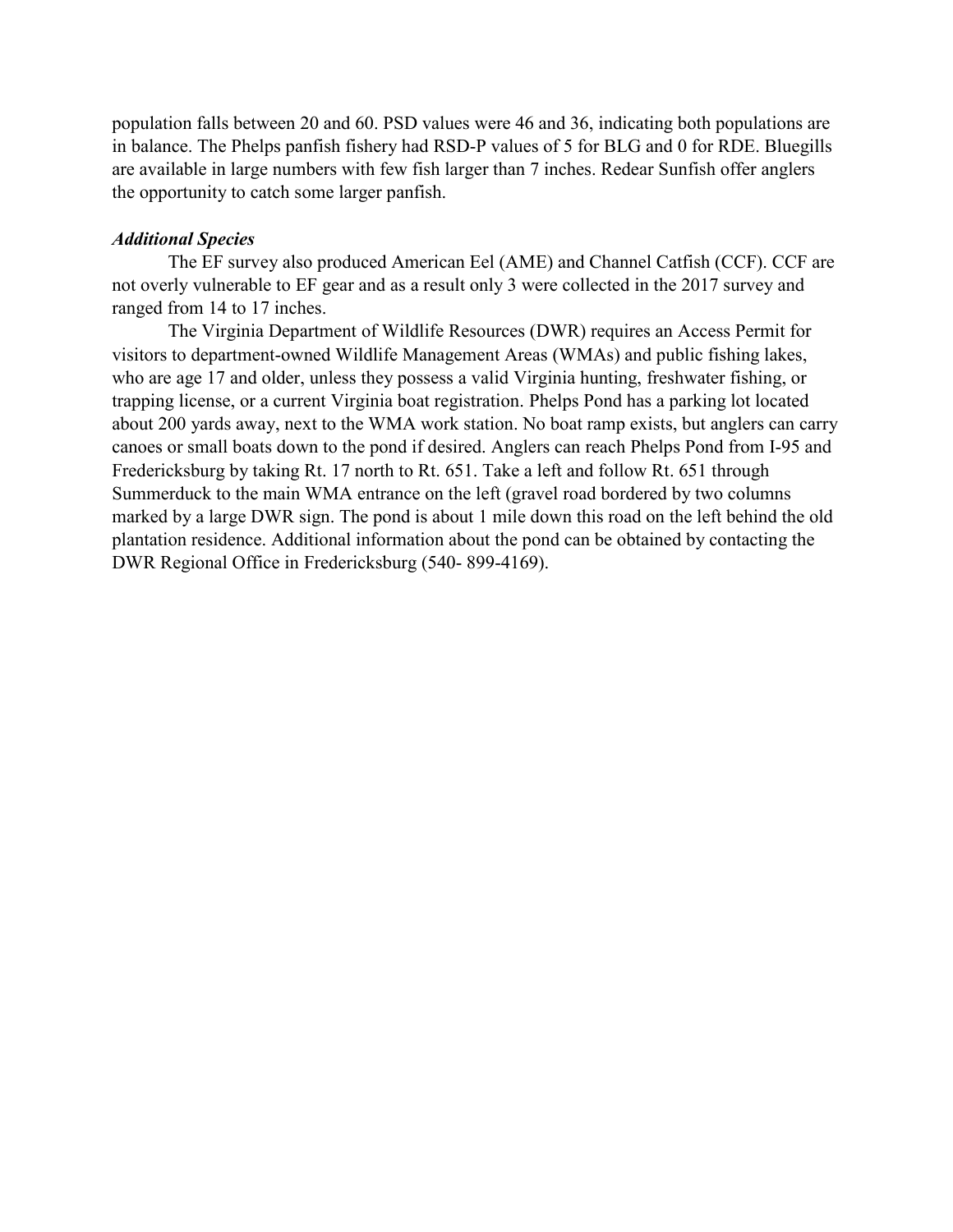population falls between 20 and 60. PSD values were 46 and 36, indicating both populations are in balance. The Phelps panfish fishery had RSD-P values of 5 for BLG and 0 for RDE. Bluegills are available in large numbers with few fish larger than 7 inches. Redear Sunfish offer anglers the opportunity to catch some larger panfish.

***Additional Species***

The EF survey also produced American Eel (AME) and Channel Catfish (CCF). CCF are not overly vulnerable to EF gear and as a result only 3 were collected in the 2017 survey and ranged from 14 to 17 inches.

The Virginia Department of Wildlife Resources (DWR) requires an Access Permit for visitors to department-owned Wildlife Management Areas (WMAs) and public fishing lakes, who are age 17 and older, unless they possess a valid Virginia hunting, freshwater fishing, or trapping license, or a current Virginia boat registration. Phelps Pond has a parking lot located about 200 yards away, next to the WMA work station. No boat ramp exists, but anglers can carry canoes or small boats down to the pond if desired. Anglers can reach Phelps Pond from I-95 and Fredericksburg by taking Rt. 17 north to Rt. 651. Take a left and follow Rt. 651 through Summerduck to the main WMA entrance on the left (gravel road bordered by two columns marked by a large DWR sign. The pond is about 1 mile down this road on the left behind the old plantation residence. Additional information about the pond can be obtained by contacting the DWR Regional Office in Fredericksburg (540- 899-4169).